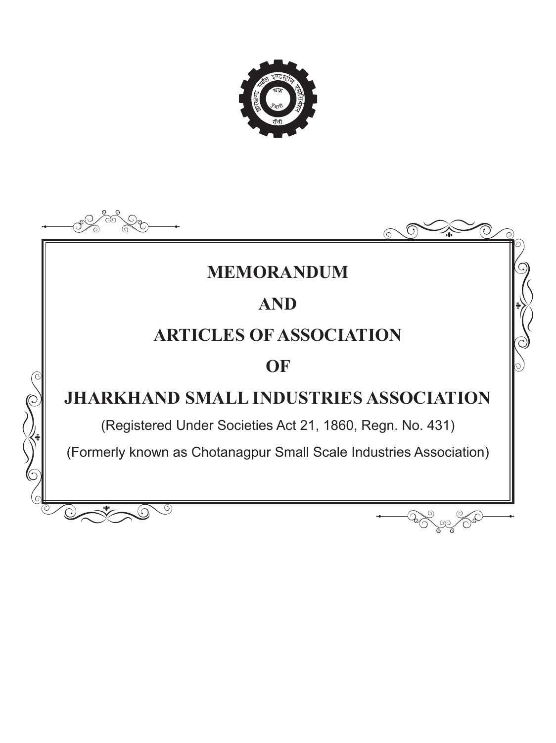# MEMORANDUM

# AND

# ARTICLES OF ASSOCIATION

# OF

# JHARKHAND SMALL INDUSTRIES ASSOCIATION

(Registered Under Societies Act 21, 1860, Regn. No. 431)

(Formerly known as Chotanagpur Small Scale Industries Association)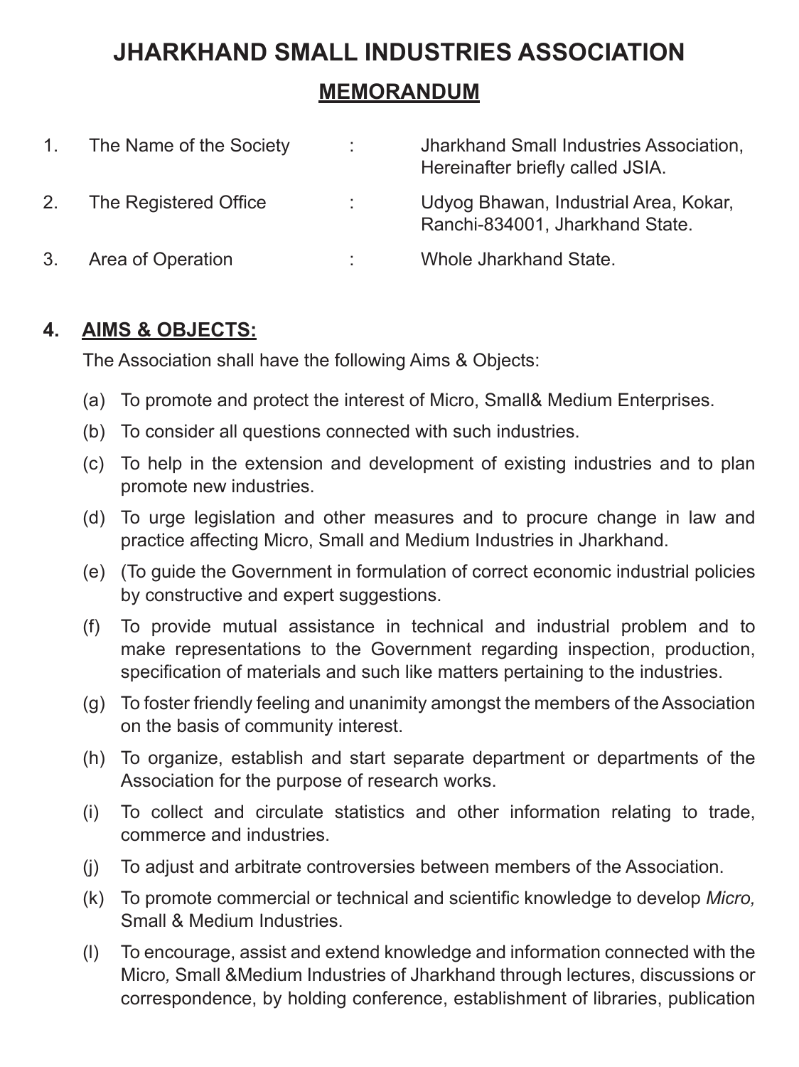# JHARKHAND SMALL INDUSTRIES ASSOCIATION

## MEMORANDUM

| | | | |
|---|---|---|---|
| 1. | The Name of the Society | : | Jharkhand Small Industries Association, Hereinafter briefly called JSIA. |
| 2. | The Registered Office | : | Udyog Bhawan, Industrial Area, Kokar, Ranchi-834001, Jharkhand State. |
| 3. | Area of Operation | : | Whole Jharkhand State. |

### 4. AIMS & OBJECTS:

The Association shall have the following Aims & Objects:

(a) To promote and protect the interest of Micro, Small& Medium Enterprises.

(b) To consider all questions connected with such industries.

(c) To help in the extension and development of existing industries and to plan promote new industries.

(d) To urge legislation and other measures and to procure change in law and practice affecting Micro, Small and Medium Industries in Jharkhand.

(e) (To guide the Government in formulation of correct economic industrial policies by constructive and expert suggestions.

(f) To provide mutual assistance in technical and industrial problem and to make representations to the Government regarding inspection, production, specification of materials and such like matters pertaining to the industries.

(g) To foster friendly feeling and unanimity amongst the members of the Association on the basis of community interest.

(h) To organize, establish and start separate department or departments of the Association for the purpose of research works.

(i) To collect and circulate statistics and other information relating to trade, commerce and industries.

(j) To adjust and arbitrate controversies between members of the Association.

(k) To promote commercial or technical and scientific knowledge to develop *Micro,* Small & Medium Industries.

(l) To encourage, assist and extend knowledge and information connected with the Micro, Small &Medium Industries of Jharkhand through lectures, discussions or correspondence, by holding conference, establishment of libraries, publication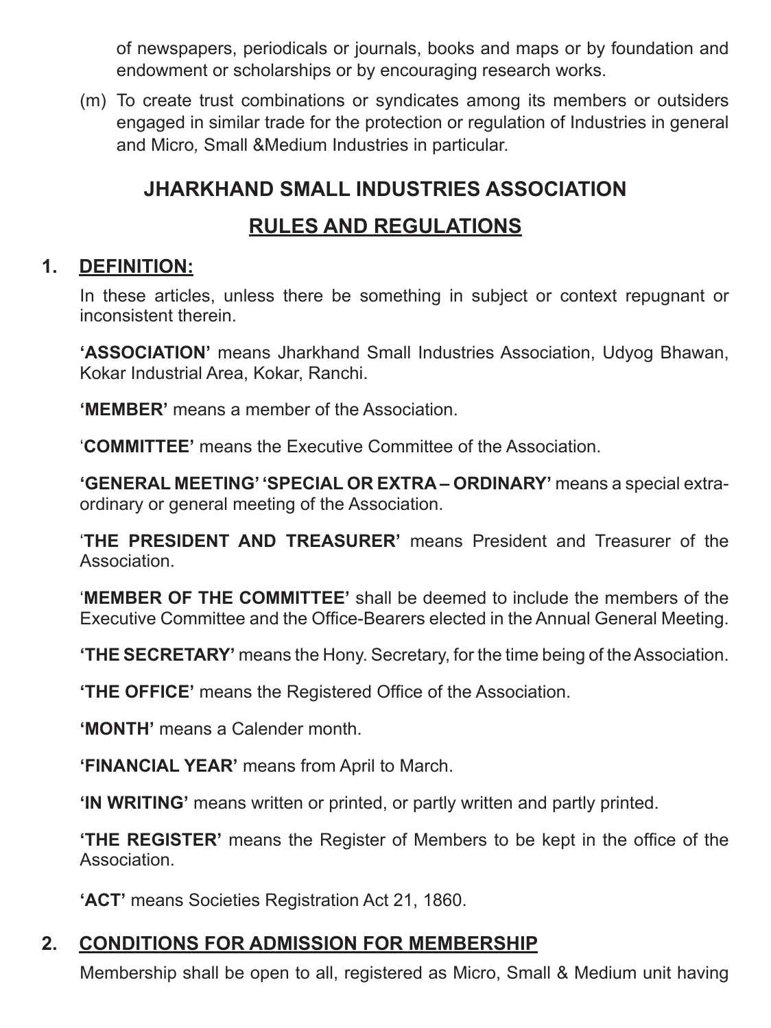of newspapers, periodicals or journals, books and maps or by foundation and endowment or scholarships or by encouraging research works.

(m) To create trust combinations or syndicates among its members or outsiders engaged in similar trade for the protection or regulation of Industries in general and Micro, Small &Medium Industries in particular.

## JHARKHAND SMALL INDUSTRIES ASSOCIATION

## RULES AND REGULATIONS

### 1. DEFINITION:

In these articles, unless there be something in subject or context repugnant or inconsistent therein.

**'ASSOCIATION'** means Jharkhand Small Industries Association, Udyog Bhawan, Kokar Industrial Area, Kokar, Ranchi.

**'MEMBER'** means a member of the Association.

'**COMMITTEE'** means the Executive Committee of the Association.

**'GENERAL MEETING' 'SPECIAL OR EXTRA – ORDINARY'** means a special extra-ordinary or general meeting of the Association.

'**THE PRESIDENT AND TREASURER'** means President and Treasurer of the Association.

'**MEMBER OF THE COMMITTEE'** shall be deemed to include the members of the Executive Committee and the Office-Bearers elected in the Annual General Meeting.

**'THE SECRETARY'** means the Hony. Secretary, for the time being of the Association.

**'THE OFFICE'** means the Registered Office of the Association.

**'MONTH'** means a Calender month.

**'FINANCIAL YEAR'** means from April to March.

**'IN WRITING'** means written or printed, or partly written and partly printed.

**'THE REGISTER'** means the Register of Members to be kept in the office of the Association.

**'ACT'** means Societies Registration Act 21, 1860.

### 2. CONDITIONS FOR ADMISSION FOR MEMBERSHIP

Membership shall be open to all, registered as Micro, Small & Medium unit having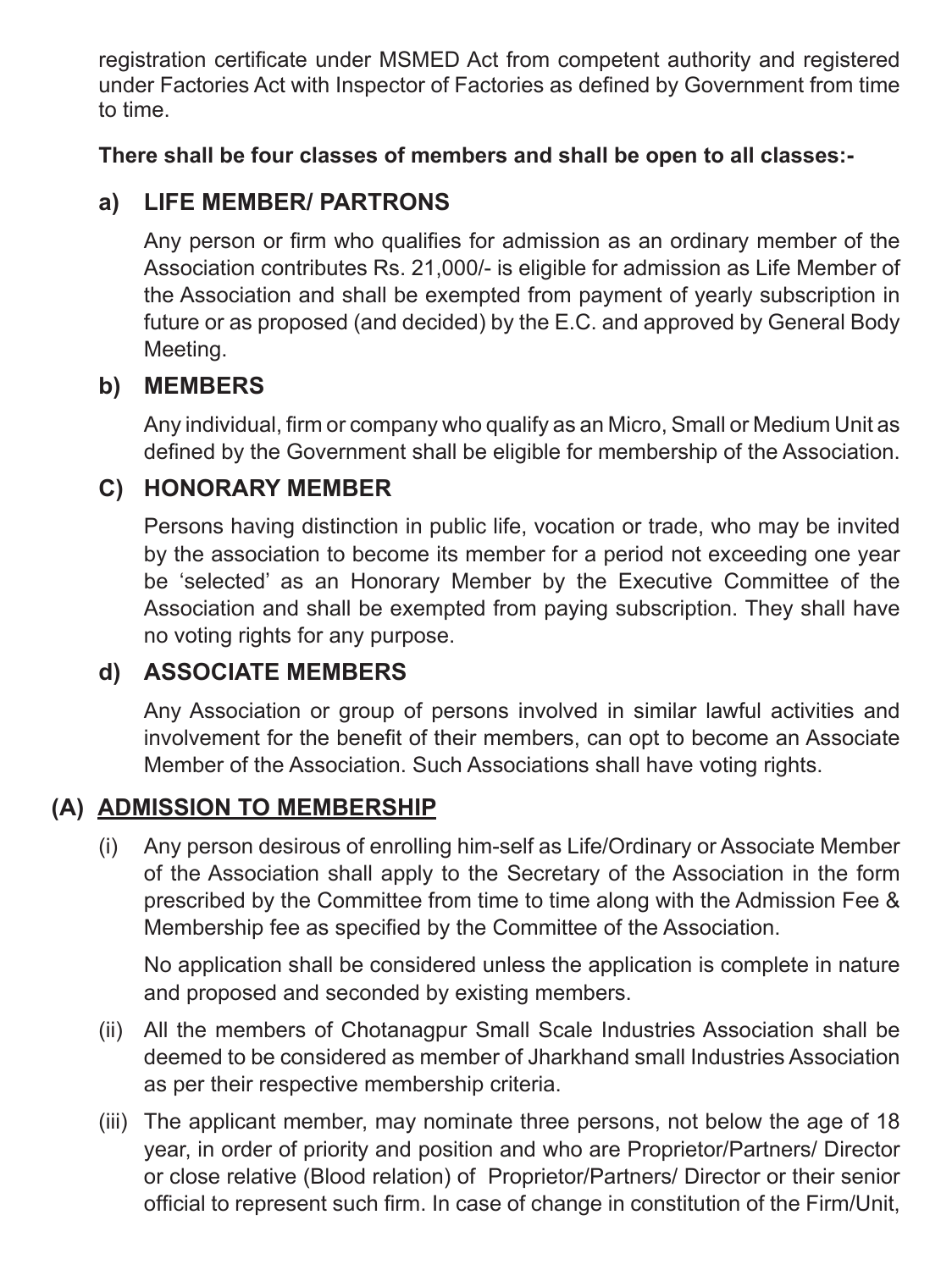registration certificate under MSMED Act from competent authority and registered under Factories Act with Inspector of Factories as defined by Government from time to time.

**There shall be four classes of members and shall be open to all classes:-**

### a) LIFE MEMBER/ PARTRONS

Any person or firm who qualifies for admission as an ordinary member of the Association contributes Rs. 21,000/- is eligible for admission as Life Member of the Association and shall be exempted from payment of yearly subscription in future or as proposed (and decided) by the E.C. and approved by General Body Meeting.

### b) MEMBERS

Any individual, firm or company who qualify as an Micro, Small or Medium Unit as defined by the Government shall be eligible for membership of the Association.

### C) HONORARY MEMBER

Persons having distinction in public life, vocation or trade, who may be invited by the association to become its member for a period not exceeding one year be 'selected' as an Honorary Member by the Executive Committee of the Association and shall be exempted from paying subscription. They shall have no voting rights for any purpose.

### d) ASSOCIATE MEMBERS

Any Association or group of persons involved in similar lawful activities and involvement for the benefit of their members, can opt to become an Associate Member of the Association. Such Associations shall have voting rights.

## (A) ADMISSION TO MEMBERSHIP

(i) Any person desirous of enrolling him-self as Life/Ordinary or Associate Member of the Association shall apply to the Secretary of the Association in the form prescribed by the Committee from time to time along with the Admission Fee & Membership fee as specified by the Committee of the Association.

No application shall be considered unless the application is complete in nature and proposed and seconded by existing members.

(ii) All the members of Chotanagpur Small Scale Industries Association shall be deemed to be considered as member of Jharkhand small Industries Association as per their respective membership criteria.

(iii) The applicant member, may nominate three persons, not below the age of 18 year, in order of priority and position and who are Proprietor/Partners/ Director or close relative (Blood relation) of Proprietor/Partners/ Director or their senior official to represent such firm. In case of change in constitution of the Firm/Unit,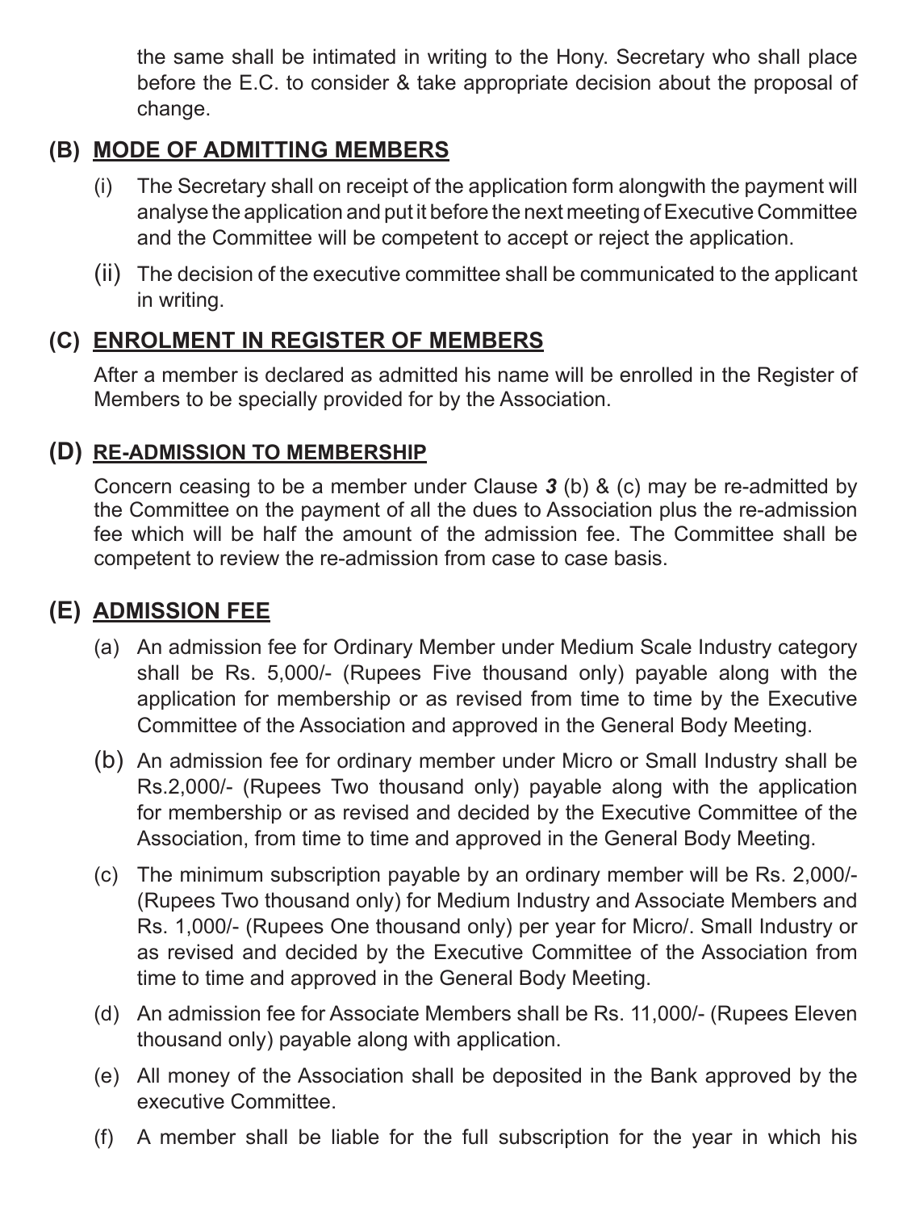the same shall be intimated in writing to the Hony. Secretary who shall place before the E.C. to consider & take appropriate decision about the proposal of change.

## (B) MODE OF ADMITTING MEMBERS

(i) The Secretary shall on receipt of the application form alongwith the payment will analyse the application and put it before the next meeting of Executive Committee and the Committee will be competent to accept or reject the application.

(ii) The decision of the executive committee shall be communicated to the applicant in writing.

## (C) ENROLMENT IN REGISTER OF MEMBERS

After a member is declared as admitted his name will be enrolled in the Register of Members to be specially provided for by the Association.

## (D) RE-ADMISSION TO MEMBERSHIP

Concern ceasing to be a member under Clause ***3*** (b) & (c) may be re-admitted by the Committee on the payment of all the dues to Association plus the re-admission fee which will be half the amount of the admission fee. The Committee shall be competent to review the re-admission from case to case basis.

## (E) ADMISSION FEE

(a) An admission fee for Ordinary Member under Medium Scale Industry category shall be Rs. 5,000/- (Rupees Five thousand only) payable along with the application for membership or as revised from time to time by the Executive Committee of the Association and approved in the General Body Meeting.

(b) An admission fee for ordinary member under Micro or Small Industry shall be Rs.2,000/- (Rupees Two thousand only) payable along with the application for membership or as revised and decided by the Executive Committee of the Association, from time to time and approved in the General Body Meeting.

(c) The minimum subscription payable by an ordinary member will be Rs. 2,000/- (Rupees Two thousand only) for Medium Industry and Associate Members and Rs. 1,000/- (Rupees One thousand only) per year for Micro/. Small Industry or as revised and decided by the Executive Committee of the Association from time to time and approved in the General Body Meeting.

(d) An admission fee for Associate Members shall be Rs. 11,000/- (Rupees Eleven thousand only) payable along with application.

(e) All money of the Association shall be deposited in the Bank approved by the executive Committee.

(f) A member shall be liable for the full subscription for the year in which his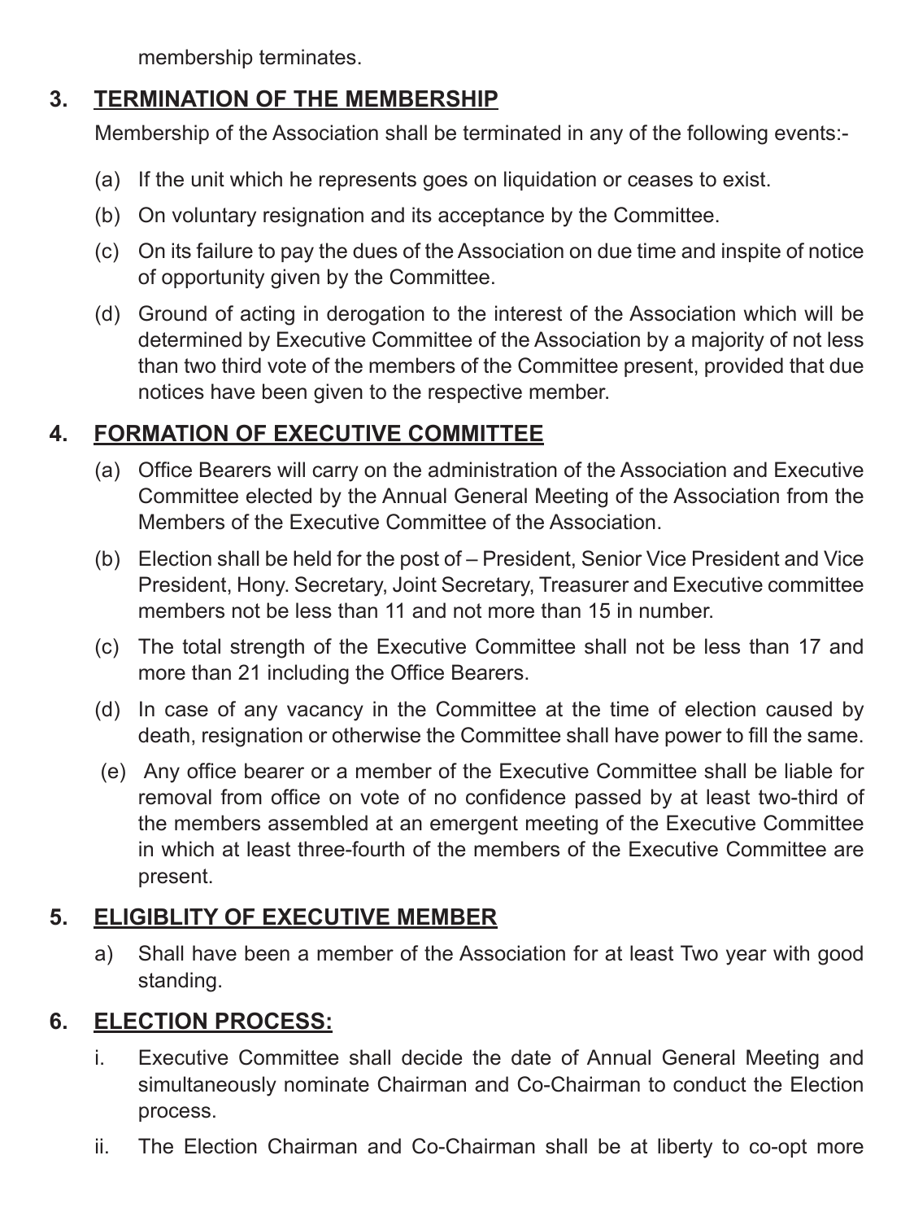membership terminates.

## 3. TERMINATION OF THE MEMBERSHIP

Membership of the Association shall be terminated in any of the following events:-

(a) If the unit which he represents goes on liquidation or ceases to exist.

(b) On voluntary resignation and its acceptance by the Committee.

(c) On its failure to pay the dues of the Association on due time and inspite of notice of opportunity given by the Committee.

(d) Ground of acting in derogation to the interest of the Association which will be determined by Executive Committee of the Association by a majority of not less than two third vote of the members of the Committee present, provided that due notices have been given to the respective member.

## 4. FORMATION OF EXECUTIVE COMMITTEE

(a) Office Bearers will carry on the administration of the Association and Executive Committee elected by the Annual General Meeting of the Association from the Members of the Executive Committee of the Association.

(b) Election shall be held for the post of – President, Senior Vice President and Vice President, Hony. Secretary, Joint Secretary, Treasurer and Executive committee members not be less than 11 and not more than 15 in number.

(c) The total strength of the Executive Committee shall not be less than 17 and more than 21 including the Office Bearers.

(d) In case of any vacancy in the Committee at the time of election caused by death, resignation or otherwise the Committee shall have power to fill the same.

(e) Any office bearer or a member of the Executive Committee shall be liable for removal from office on vote of no confidence passed by at least two-third of the members assembled at an emergent meeting of the Executive Committee in which at least three-fourth of the members of the Executive Committee are present.

## 5. ELIGIBLITY OF EXECUTIVE MEMBER

a) Shall have been a member of the Association for at least Two year with good standing.

## 6. ELECTION PROCESS:

i. Executive Committee shall decide the date of Annual General Meeting and simultaneously nominate Chairman and Co-Chairman to conduct the Election process.

ii. The Election Chairman and Co-Chairman shall be at liberty to co-opt more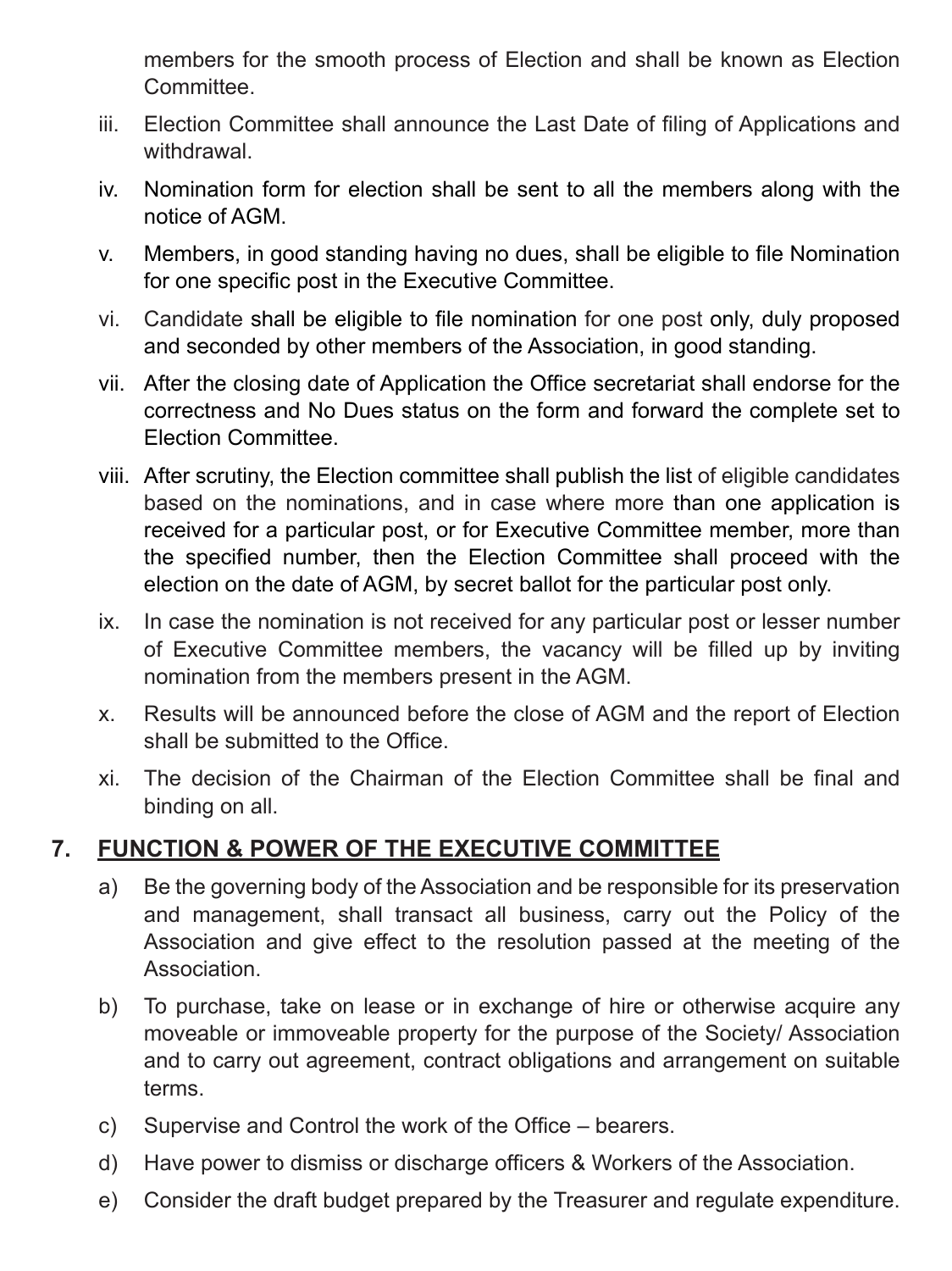members for the smooth process of Election and shall be known as Election Committee.

iii. Election Committee shall announce the Last Date of filing of Applications and withdrawal.

iv. Nomination form for election shall be sent to all the members along with the notice of AGM.

v. Members, in good standing having no dues, shall be eligible to file Nomination for one specific post in the Executive Committee.

vi. Candidate shall be eligible to file nomination for one post only, duly proposed and seconded by other members of the Association, in good standing.

vii. After the closing date of Application the Office secretariat shall endorse for the correctness and No Dues status on the form and forward the complete set to Election Committee.

viii. After scrutiny, the Election committee shall publish the list of eligible candidates based on the nominations, and in case where more than one application is received for a particular post, or for Executive Committee member, more than the specified number, then the Election Committee shall proceed with the election on the date of AGM, by secret ballot for the particular post only.

ix. In case the nomination is not received for any particular post or lesser number of Executive Committee members, the vacancy will be filled up by inviting nomination from the members present in the AGM.

x. Results will be announced before the close of AGM and the report of Election shall be submitted to the Office.

xi. The decision of the Chairman of the Election Committee shall be final and binding on all.

## 7. <u>FUNCTION & POWER OF THE EXECUTIVE COMMITTEE</u>

a) Be the governing body of the Association and be responsible for its preservation and management, shall transact all business, carry out the Policy of the Association and give effect to the resolution passed at the meeting of the Association.

b) To purchase, take on lease or in exchange of hire or otherwise acquire any moveable or immoveable property for the purpose of the Society/ Association and to carry out agreement, contract obligations and arrangement on suitable terms.

c) Supervise and Control the work of the Office – bearers.

d) Have power to dismiss or discharge officers & Workers of the Association.

e) Consider the draft budget prepared by the Treasurer and regulate expenditure.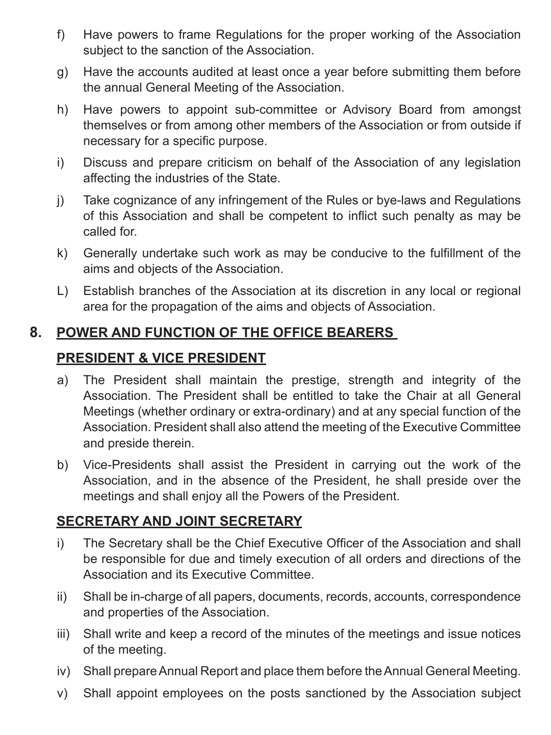f) Have powers to frame Regulations for the proper working of the Association subject to the sanction of the Association.

g) Have the accounts audited at least once a year before submitting them before the annual General Meeting of the Association.

h) Have powers to appoint sub-committee or Advisory Board from amongst themselves or from among other members of the Association or from outside if necessary for a specific purpose.

i) Discuss and prepare criticism on behalf of the Association of any legislation affecting the industries of the State.

j) Take cognizance of any infringement of the Rules or bye-laws and Regulations of this Association and shall be competent to inflict such penalty as may be called for.

k) Generally undertake such work as may be conducive to the fulfillment of the aims and objects of the Association.

L) Establish branches of the Association at its discretion in any local or regional area for the propagation of the aims and objects of Association.

## 8. POWER AND FUNCTION OF THE OFFICE BEARERS

### PRESIDENT & VICE PRESIDENT

a) The President shall maintain the prestige, strength and integrity of the Association. The President shall be entitled to take the Chair at all General Meetings (whether ordinary or extra-ordinary) and at any special function of the Association. President shall also attend the meeting of the Executive Committee and preside therein.

b) Vice-Presidents shall assist the President in carrying out the work of the Association, and in the absence of the President, he shall preside over the meetings and shall enjoy all the Powers of the President.

### SECRETARY AND JOINT SECRETARY

i) The Secretary shall be the Chief Executive Officer of the Association and shall be responsible for due and timely execution of all orders and directions of the Association and its Executive Committee.

ii) Shall be in-charge of all papers, documents, records, accounts, correspondence and properties of the Association.

iii) Shall write and keep a record of the minutes of the meetings and issue notices of the meeting.

iv) Shall prepare Annual Report and place them before the Annual General Meeting.

v) Shall appoint employees on the posts sanctioned by the Association subject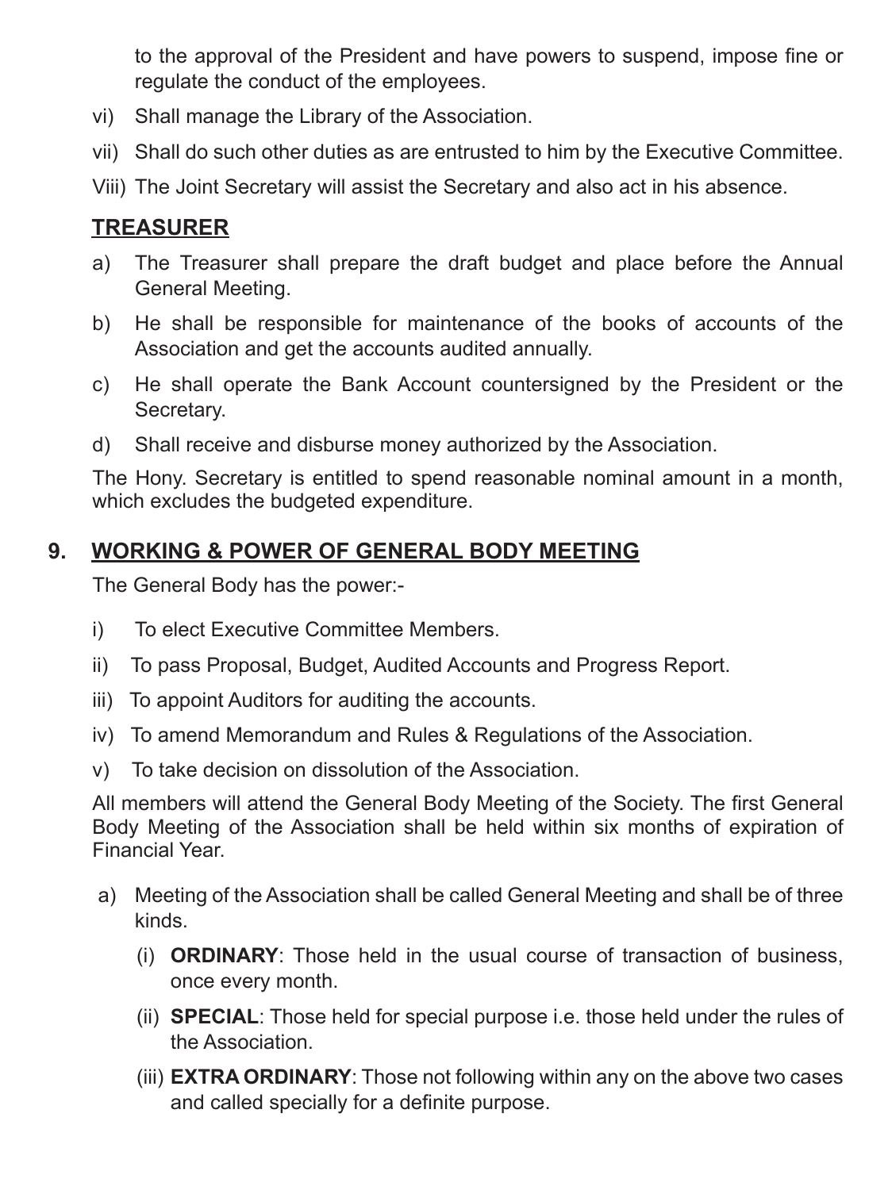to the approval of the President and have powers to suspend, impose fine or regulate the conduct of the employees.

vi) Shall manage the Library of the Association.

vii) Shall do such other duties as are entrusted to him by the Executive Committee.

Viii) The Joint Secretary will assist the Secretary and also act in his absence.

**TREASURER**

a) The Treasurer shall prepare the draft budget and place before the Annual General Meeting.

b) He shall be responsible for maintenance of the books of accounts of the Association and get the accounts audited annually.

c) He shall operate the Bank Account countersigned by the President or the Secretary.

d) Shall receive and disburse money authorized by the Association.

The Hony. Secretary is entitled to spend reasonable nominal amount in a month, which excludes the budgeted expenditure.

## 9. WORKING & POWER OF GENERAL BODY MEETING

The General Body has the power:-

i) To elect Executive Committee Members.

ii) To pass Proposal, Budget, Audited Accounts and Progress Report.

iii) To appoint Auditors for auditing the accounts.

iv) To amend Memorandum and Rules & Regulations of the Association.

v) To take decision on dissolution of the Association.

All members will attend the General Body Meeting of the Society. The first General Body Meeting of the Association shall be held within six months of expiration of Financial Year.

a) Meeting of the Association shall be called General Meeting and shall be of three kinds.

   (i) **ORDINARY**: Those held in the usual course of transaction of business, once every month.

   (ii) **SPECIAL**: Those held for special purpose i.e. those held under the rules of the Association.

   (iii) **EXTRA ORDINARY**: Those not following within any on the above two cases and called specially for a definite purpose.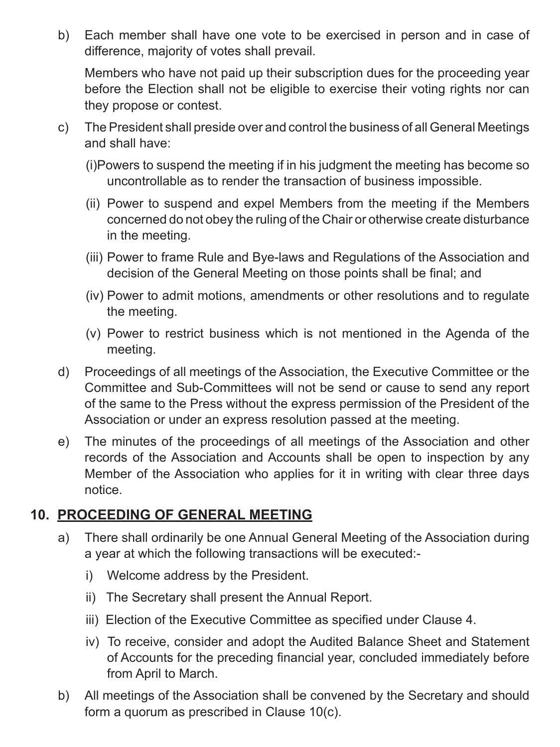b) Each member shall have one vote to be exercised in person and in case of difference, majority of votes shall prevail.

   Members who have not paid up their subscription dues for the proceeding year before the Election shall not be eligible to exercise their voting rights nor can they propose or contest.

c) The President shall preside over and control the business of all General Meetings and shall have:

   (i)Powers to suspend the meeting if in his judgment the meeting has become so uncontrollable as to render the transaction of business impossible.

   (ii) Power to suspend and expel Members from the meeting if the Members concerned do not obey the ruling of the Chair or otherwise create disturbance in the meeting.

   (iii) Power to frame Rule and Bye-laws and Regulations of the Association and decision of the General Meeting on those points shall be final; and

   (iv) Power to admit motions, amendments or other resolutions and to regulate the meeting.

   (v) Power to restrict business which is not mentioned in the Agenda of the meeting.

d) Proceedings of all meetings of the Association, the Executive Committee or the Committee and Sub-Committees will not be send or cause to send any report of the same to the Press without the express permission of the President of the Association or under an express resolution passed at the meeting.

e) The minutes of the proceedings of all meetings of the Association and other records of the Association and Accounts shall be open to inspection by any Member of the Association who applies for it in writing with clear three days notice.

## 10. <u>PROCEEDING OF GENERAL MEETING</u>

a) There shall ordinarily be one Annual General Meeting of the Association during a year at which the following transactions will be executed:-

   i) Welcome address by the President.

   ii) The Secretary shall present the Annual Report.

   iii) Election of the Executive Committee as specified under Clause 4.

   iv) To receive, consider and adopt the Audited Balance Sheet and Statement of Accounts for the preceding financial year, concluded immediately before from April to March.

b) All meetings of the Association shall be convened by the Secretary and should form a quorum as prescribed in Clause 10(c).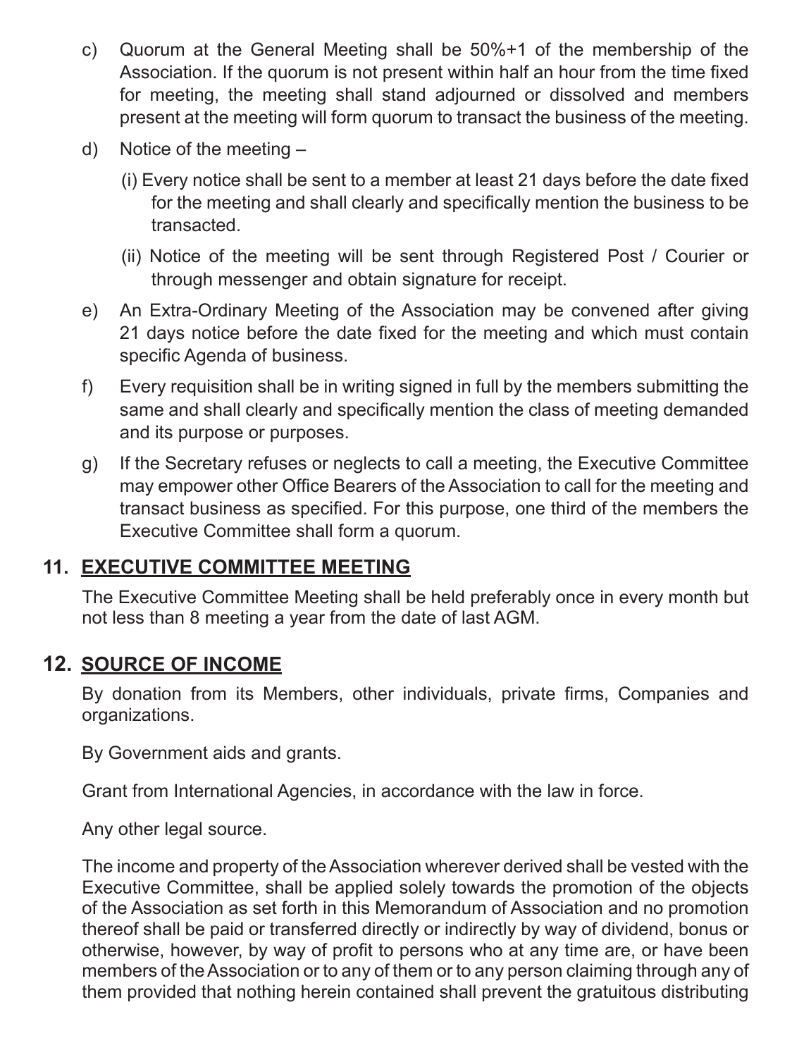c) Quorum at the General Meeting shall be 50%+1 of the membership of the Association. If the quorum is not present within half an hour from the time fixed for meeting, the meeting shall stand adjourned or dissolved and members present at the meeting will form quorum to transact the business of the meeting.

d) Notice of the meeting –

   (i) Every notice shall be sent to a member at least 21 days before the date fixed for the meeting and shall clearly and specifically mention the business to be transacted.

   (ii) Notice of the meeting will be sent through Registered Post / Courier or through messenger and obtain signature for receipt.

e) An Extra-Ordinary Meeting of the Association may be convened after giving 21 days notice before the date fixed for the meeting and which must contain specific Agenda of business.

f) Every requisition shall be in writing signed in full by the members submitting the same and shall clearly and specifically mention the class of meeting demanded and its purpose or purposes.

g) If the Secretary refuses or neglects to call a meeting, the Executive Committee may empower other Office Bearers of the Association to call for the meeting and transact business as specified. For this purpose, one third of the members the Executive Committee shall form a quorum.

## 11. EXECUTIVE COMMITTEE MEETING

The Executive Committee Meeting shall be held preferably once in every month but not less than 8 meeting a year from the date of last AGM.

## 12. SOURCE OF INCOME

By donation from its Members, other individuals, private firms, Companies and organizations.

By Government aids and grants.

Grant from International Agencies, in accordance with the law in force.

Any other legal source.

The income and property of the Association wherever derived shall be vested with the Executive Committee, shall be applied solely towards the promotion of the objects of the Association as set forth in this Memorandum of Association and no promotion thereof shall be paid or transferred directly or indirectly by way of dividend, bonus or otherwise, however, by way of profit to persons who at any time are, or have been members of the Association or to any of them or to any person claiming through any of them provided that nothing herein contained shall prevent the gratuitous distributing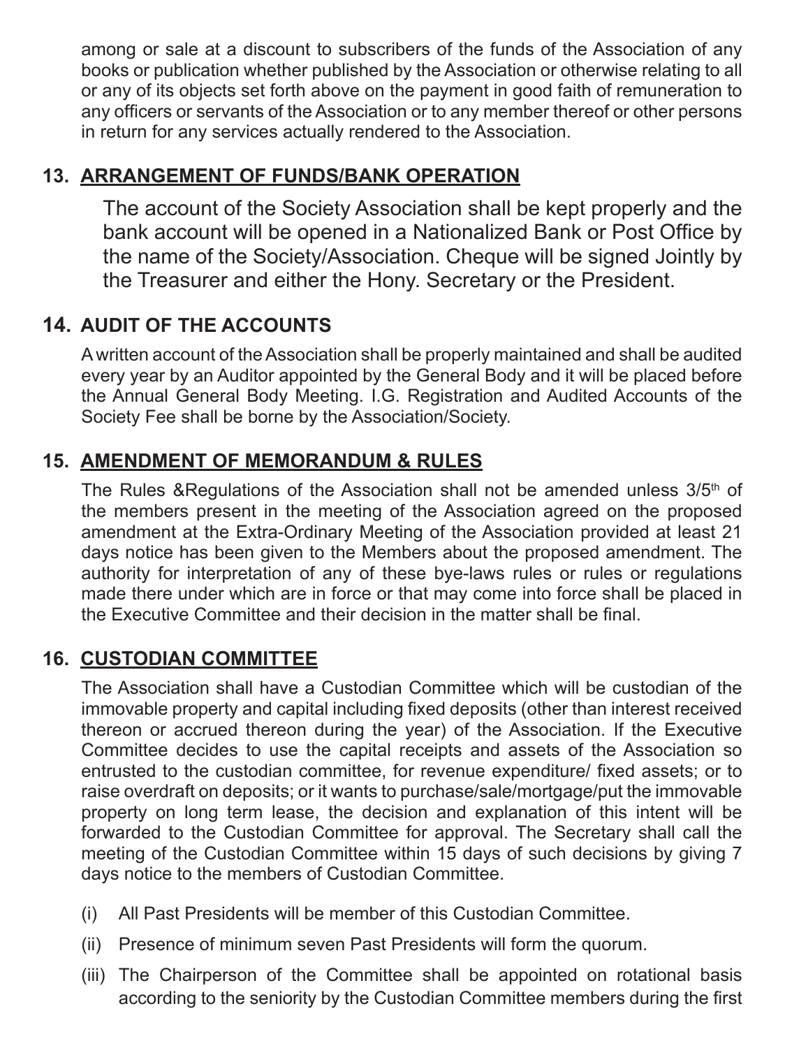among or sale at a discount to subscribers of the funds of the Association of any books or publication whether published by the Association or otherwise relating to all or any of its objects set forth above on the payment in good faith of remuneration to any officers or servants of the Association or to any member thereof or other persons in return for any services actually rendered to the Association.

## 13. ARRANGEMENT OF FUNDS/BANK OPERATION

The account of the Society Association shall be kept properly and the bank account will be opened in a Nationalized Bank or Post Office by the name of the Society/Association. Cheque will be signed Jointly by the Treasurer and either the Hony. Secretary or the President.

## 14. AUDIT OF THE ACCOUNTS

A written account of the Association shall be properly maintained and shall be audited every year by an Auditor appointed by the General Body and it will be placed before the Annual General Body Meeting. I.G. Registration and Audited Accounts of the Society Fee shall be borne by the Association/Society.

## 15. AMENDMENT OF MEMORANDUM & RULES

The Rules &Regulations of the Association shall not be amended unless 3/5th of the members present in the meeting of the Association agreed on the proposed amendment at the Extra-Ordinary Meeting of the Association provided at least 21 days notice has been given to the Members about the proposed amendment. The authority for interpretation of any of these bye-laws rules or rules or regulations made there under which are in force or that may come into force shall be placed in the Executive Committee and their decision in the matter shall be final.

## 16. CUSTODIAN COMMITTEE

The Association shall have a Custodian Committee which will be custodian of the immovable property and capital including fixed deposits (other than interest received thereon or accrued thereon during the year) of the Association. If the Executive Committee decides to use the capital receipts and assets of the Association so entrusted to the custodian committee, for revenue expenditure/ fixed assets; or to raise overdraft on deposits; or it wants to purchase/sale/mortgage/put the immovable property on long term lease, the decision and explanation of this intent will be forwarded to the Custodian Committee for approval. The Secretary shall call the meeting of the Custodian Committee within 15 days of such decisions by giving 7 days notice to the members of Custodian Committee.

(i) All Past Presidents will be member of this Custodian Committee.

(ii) Presence of minimum seven Past Presidents will form the quorum.

(iii) The Chairperson of the Committee shall be appointed on rotational basis according to the seniority by the Custodian Committee members during the first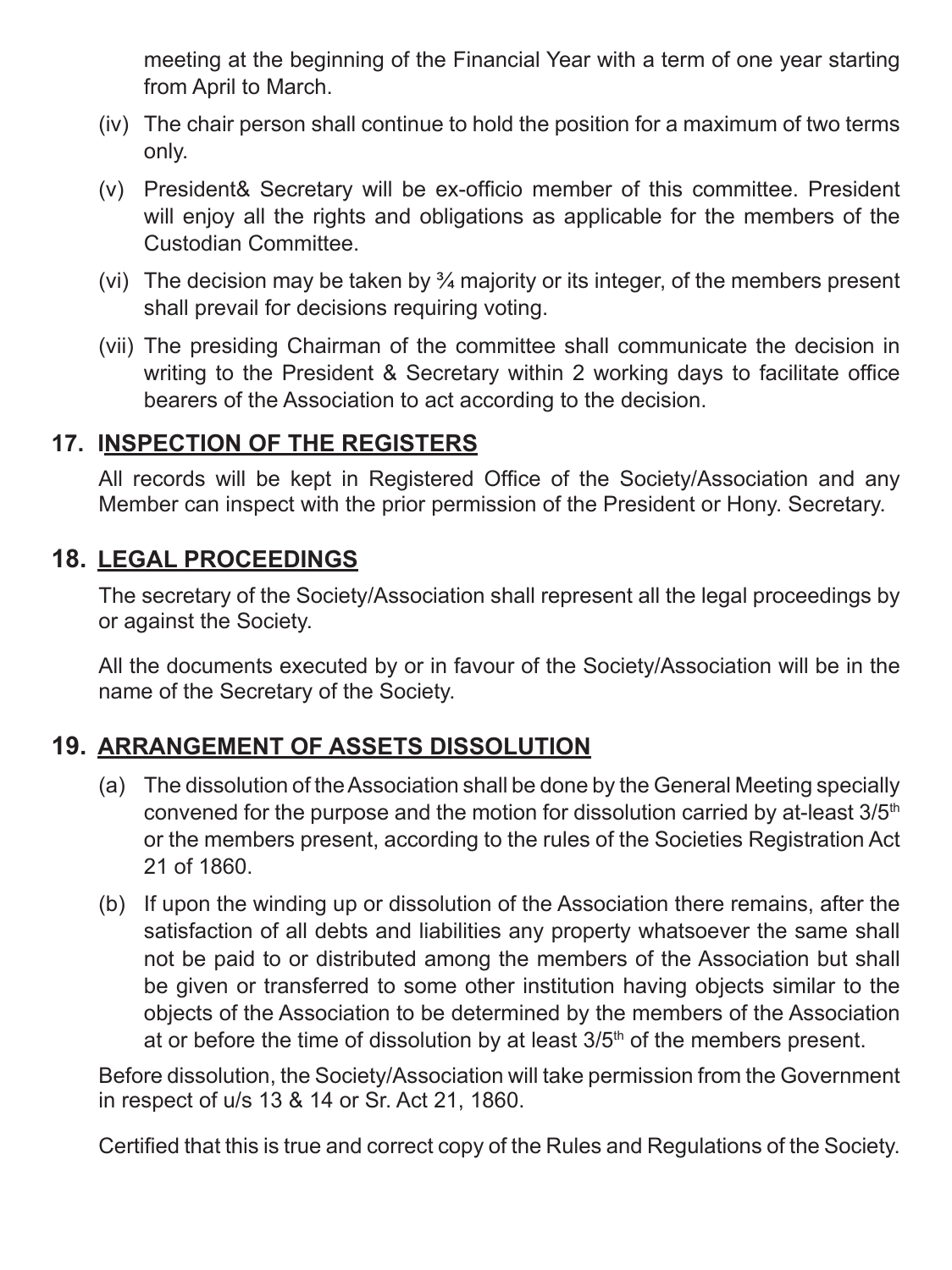meeting at the beginning of the Financial Year with a term of one year starting from April to March.

(iv) The chair person shall continue to hold the position for a maximum of two terms only.

(v) President& Secretary will be ex-officio member of this committee. President will enjoy all the rights and obligations as applicable for the members of the Custodian Committee.

(vi) The decision may be taken by ¾ majority or its integer, of the members present shall prevail for decisions requiring voting.

(vii) The presiding Chairman of the committee shall communicate the decision in writing to the President & Secretary within 2 working days to facilitate office bearers of the Association to act according to the decision.

## 17. INSPECTION OF THE REGISTERS

All records will be kept in Registered Office of the Society/Association and any Member can inspect with the prior permission of the President or Hony. Secretary.

## 18. LEGAL PROCEEDINGS

The secretary of the Society/Association shall represent all the legal proceedings by or against the Society.

All the documents executed by or in favour of the Society/Association will be in the name of the Secretary of the Society.

## 19. ARRANGEMENT OF ASSETS DISSOLUTION

(a) The dissolution of the Association shall be done by the General Meeting specially convened for the purpose and the motion for dissolution carried by at-least 3/5th or the members present, according to the rules of the Societies Registration Act 21 of 1860.

(b) If upon the winding up or dissolution of the Association there remains, after the satisfaction of all debts and liabilities any property whatsoever the same shall not be paid to or distributed among the members of the Association but shall be given or transferred to some other institution having objects similar to the objects of the Association to be determined by the members of the Association at or before the time of dissolution by at least 3/5th of the members present.

Before dissolution, the Society/Association will take permission from the Government in respect of u/s 13 & 14 or Sr. Act 21, 1860.

Certified that this is true and correct copy of the Rules and Regulations of the Society.